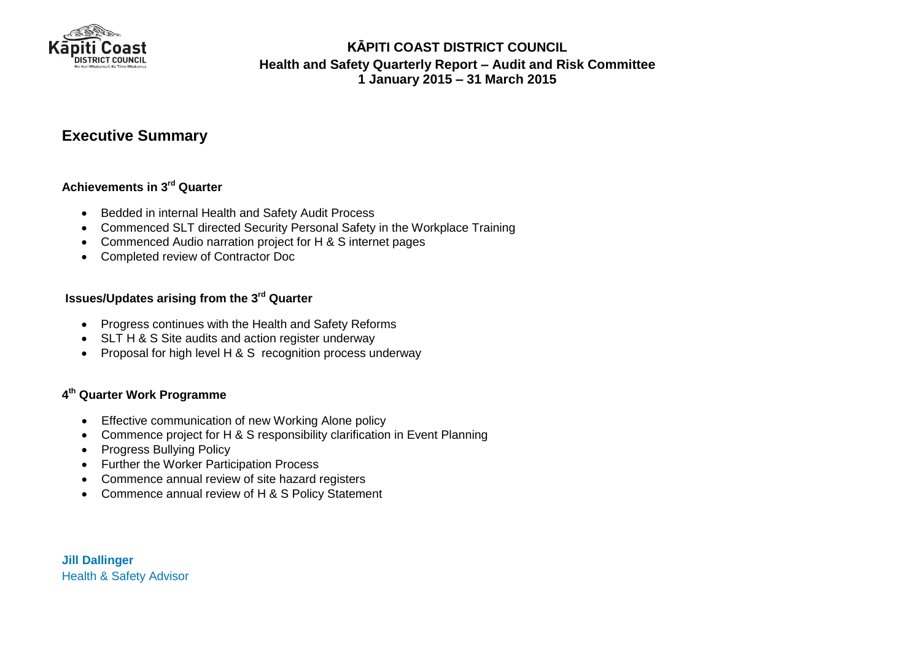**KĀPITI COAST DISTRICT COUNCIL**
**Health and Safety Quarterly Report – Audit and Risk Committee**
**1 January 2015 – 31 March 2015**

## Executive Summary

### Achievements in 3rd Quarter

- Bedded in internal Health and Safety Audit Process
- Commenced SLT directed Security Personal Safety in the Workplace Training
- Commenced Audio narration project for H & S internet pages
- Completed review of Contractor Doc

### Issues/Updates arising from the 3rd Quarter

- Progress continues with the Health and Safety Reforms
- SLT H & S Site audits and action register underway
- Proposal for high level H & S recognition process underway

### 4th Quarter Work Programme

- Effective communication of new Working Alone policy
- Commence project for H & S responsibility clarification in Event Planning
- Progress Bullying Policy
- Further the Worker Participation Process
- Commence annual review of site hazard registers
- Commence annual review of H & S Policy Statement

**Jill Dallinger**
Health & Safety Advisor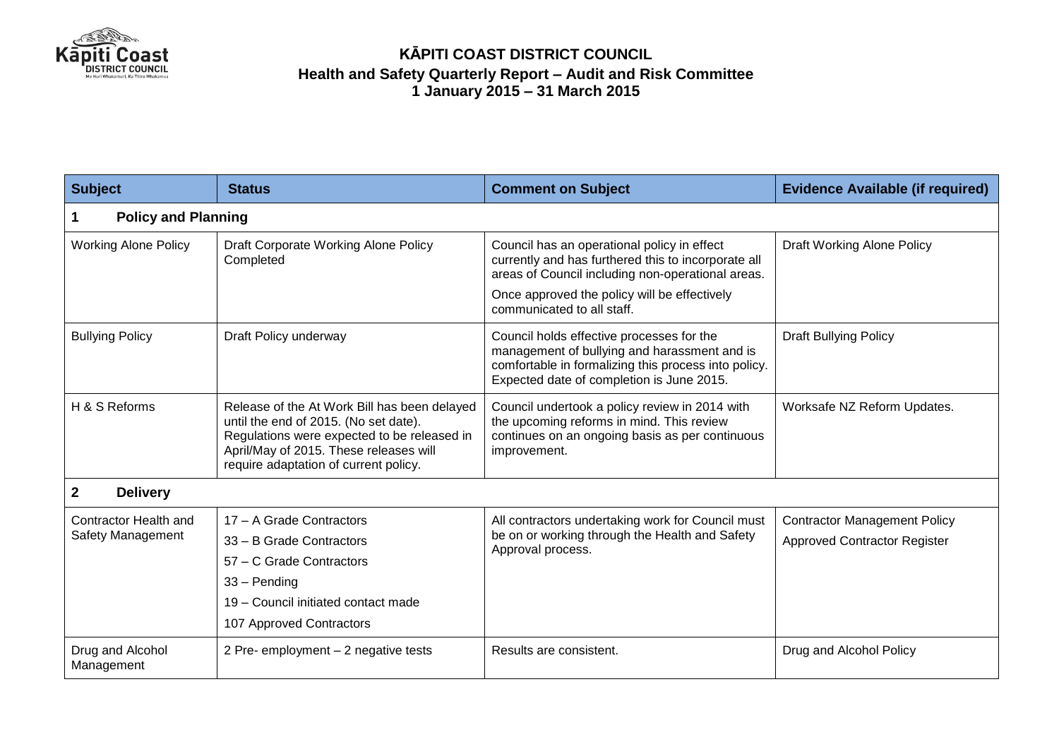# KĀPITI COAST DISTRICT COUNCIL

**Health and Safety Quarterly Report – Audit and Risk Committee**
**1 January 2015 – 31 March 2015**

| Subject | Status | Comment on Subject | Evidence Available (if required) |
|---|---|---|---|
| **1 Policy and Planning** | | | |
| Working Alone Policy | Draft Corporate Working Alone Policy Completed | Council has an operational policy in effect currently and has furthered this to incorporate all areas of Council including non-operational areas.<br><br>Once approved the policy will be effectively communicated to all staff. | Draft Working Alone Policy |
| Bullying Policy | Draft Policy underway | Council holds effective processes for the management of bullying and harassment and is comfortable in formalizing this process into policy. Expected date of completion is June 2015. | Draft Bullying Policy |
| H & S Reforms | Release of the At Work Bill has been delayed until the end of 2015. (No set date). Regulations were expected to be released in April/May of 2015. These releases will require adaptation of current policy. | Council undertook a policy review in 2014 with the upcoming reforms in mind. This review continues on an ongoing basis as per continuous improvement. | Worksafe NZ Reform Updates. |
| **2 Delivery** | | | |
| Contractor Health and Safety Management | 17 – A Grade Contractors<br>33 – B Grade Contractors<br>57 – C Grade Contractors<br>33 – Pending<br>19 – Council initiated contact made<br>107 Approved Contractors | All contractors undertaking work for Council must be on or working through the Health and Safety Approval process. | Contractor Management Policy<br>Approved Contractor Register |
| Drug and Alcohol Management | 2 Pre- employment – 2 negative tests | Results are consistent. | Drug and Alcohol Policy |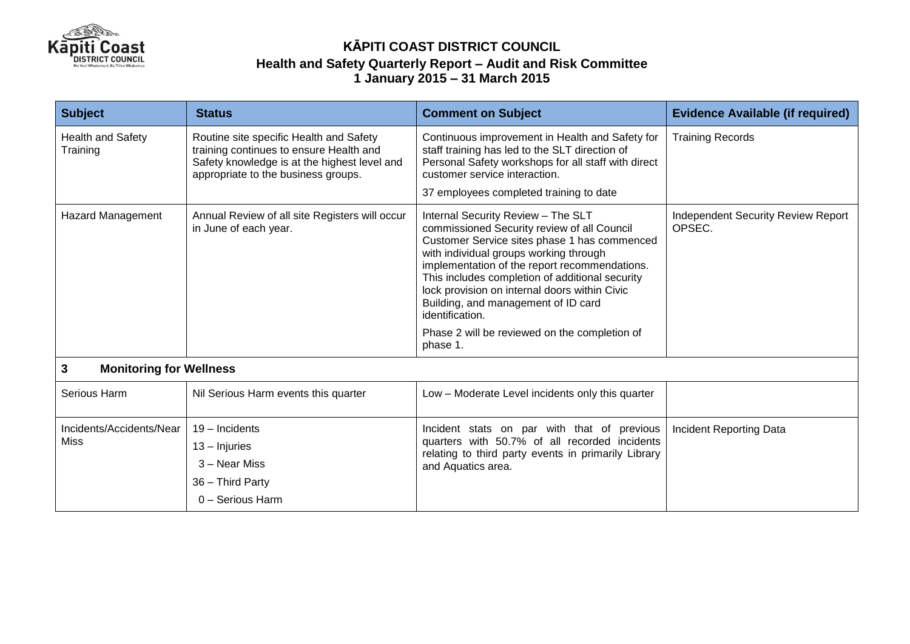# KĀPITI COAST DISTRICT COUNCIL

## Health and Safety Quarterly Report – Audit and Risk Committee

### 1 January 2015 – 31 March 2015

| Subject | Status | Comment on Subject | Evidence Available (if required) |
|---|---|---|---|
| Health and Safety Training | Routine site specific Health and Safety training continues to ensure Health and Safety knowledge is at the highest level and appropriate to the business groups. | Continuous improvement in Health and Safety for staff training has led to the SLT direction of Personal Safety workshops for all staff with direct customer service interaction.<br><br>37 employees completed training to date | Training Records |
| Hazard Management | Annual Review of all site Registers will occur in June of each year. | Internal Security Review – The SLT commissioned Security review of all Council Customer Service sites phase 1 has commenced with individual groups working through implementation of the report recommendations. This includes completion of additional security lock provision on internal doors within Civic Building, and management of ID card identification.<br><br>Phase 2 will be reviewed on the completion of phase 1. | Independent Security Review Report OPSEC. |
| **3 Monitoring for Wellness** | | | |
| Serious Harm | Nil Serious Harm events this quarter | Low – Moderate Level incidents only this quarter | |
| Incidents/Accidents/Near Miss | 19 – Incidents<br>13 – Injuries<br>3 – Near Miss<br>36 – Third Party<br>0 – Serious Harm | Incident stats on par with that of previous quarters with 50.7% of all recorded incidents relating to third party events in primarily Library and Aquatics area. | Incident Reporting Data |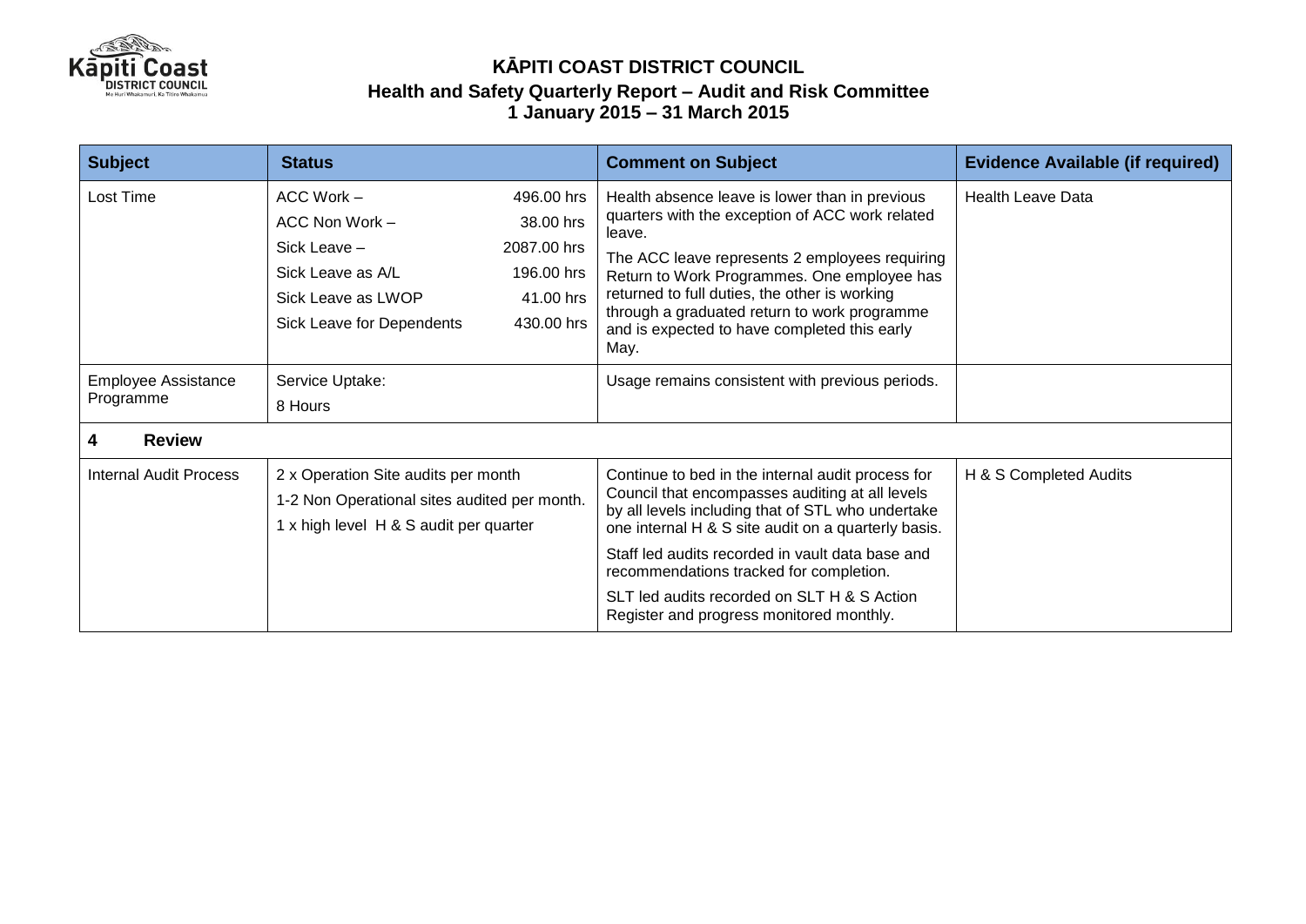# KĀPITI COAST DISTRICT COUNCIL

## Health and Safety Quarterly Report – Audit and Risk Committee

## 1 January 2015 – 31 March 2015

| Subject | Status | Comment on Subject | Evidence Available (if required) |
|---|---|---|---|
| Lost Time | ACC Work – 496.00 hrs<br>ACC Non Work – 38.00 hrs<br>Sick Leave – 2087.00 hrs<br>Sick Leave as A/L 196.00 hrs<br>Sick Leave as LWOP 41.00 hrs<br>Sick Leave for Dependents 430.00 hrs | Health absence leave is lower than in previous quarters with the exception of ACC work related leave.<br>The ACC leave represents 2 employees requiring Return to Work Programmes. One employee has returned to full duties, the other is working through a graduated return to work programme and is expected to have completed this early May. | Health Leave Data |
| Employee Assistance Programme | Service Uptake:<br>8 Hours | Usage remains consistent with previous periods. | |
| **4 Review** | | | |
| Internal Audit Process | 2 x Operation Site audits per month<br>1-2 Non Operational sites audited per month.<br>1 x high level H & S audit per quarter | Continue to bed in the internal audit process for Council that encompasses auditing at all levels by all levels including that of STL who undertake one internal H & S site audit on a quarterly basis.<br>Staff led audits recorded in vault data base and recommendations tracked for completion.<br>SLT led audits recorded on SLT H & S Action Register and progress monitored monthly. | H & S Completed Audits |